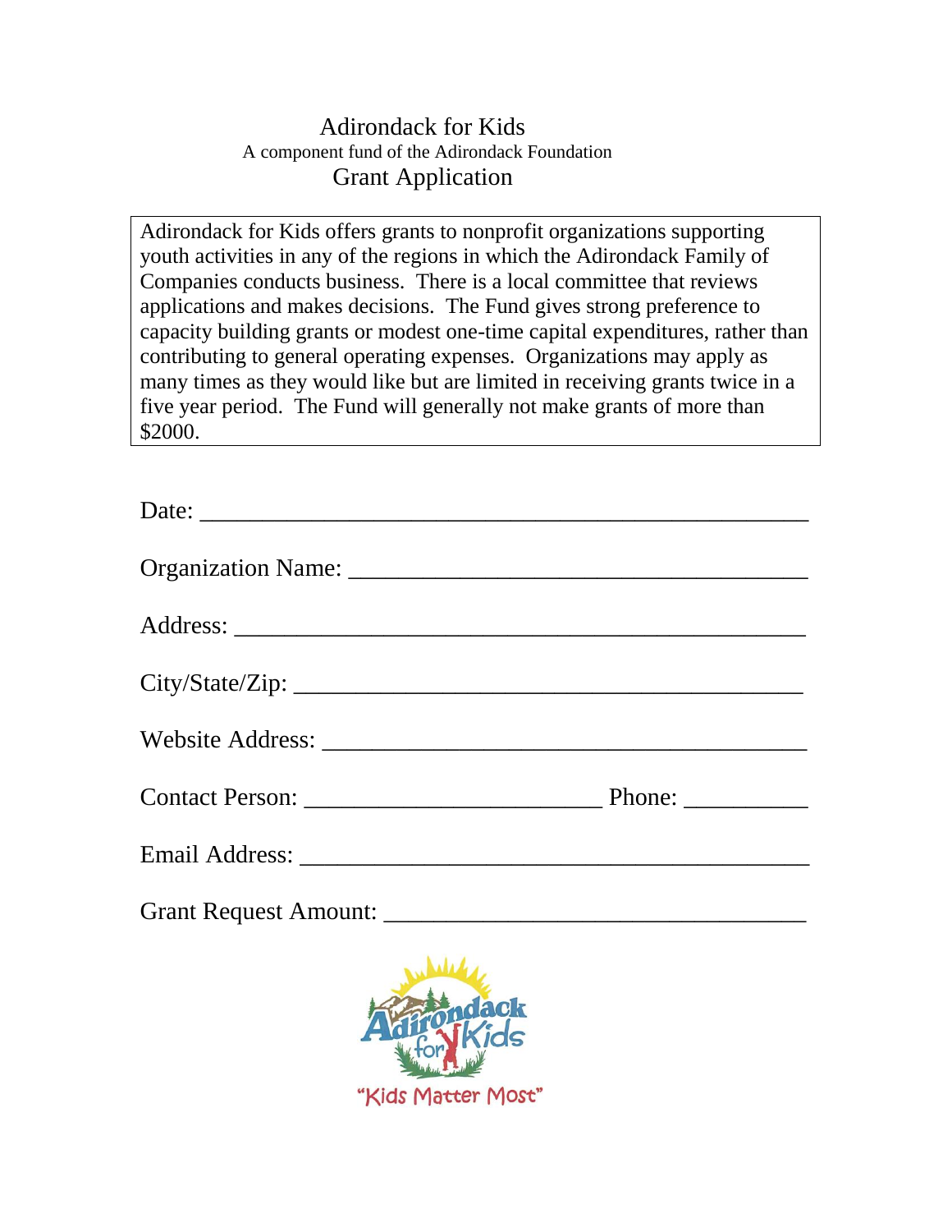# Adirondack for Kids

A component fund of the Adirondack Foundation

## Grant Application

Adirondack for Kids offers grants to nonprofit organizations supporting youth activities in any of the regions in which the Adirondack Family of Companies conducts business. There is a local committee that reviews applications and makes decisions. The Fund gives strong preference to capacity building grants or modest one-time capital expenditures, rather than contributing to general operating expenses. Organizations may apply as many times as they would like but are limited in receiving grants twice in a five year period. The Fund will generally not make grants of more than $2000.

Date: ______________________________________________

Organization Name: ____________________________________

Address: ___________________________________________

City/State/Zip: ________________________________________

Website Address: ______________________________________

Contact Person: ________________________ Phone: __________

Email Address: ________________________________________

Grant Request Amount: __________________________________

Adirondack for Kids

"Kids Matter Most"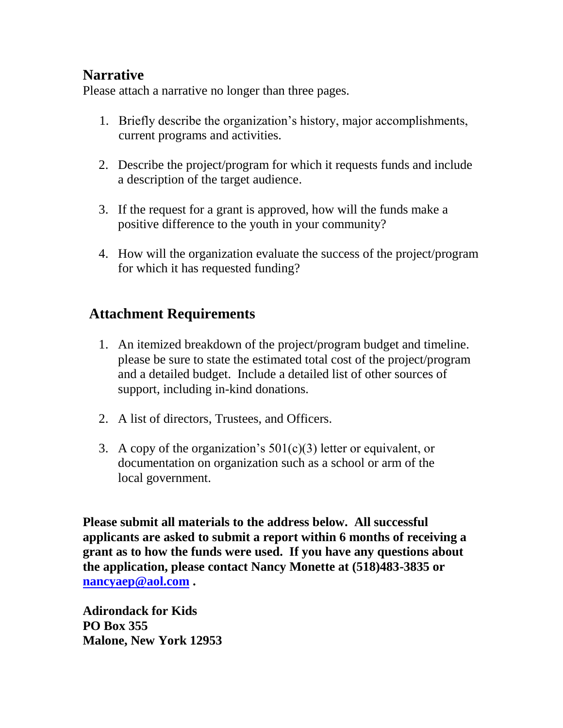## Narrative

Please attach a narrative no longer than three pages.

1. Briefly describe the organization's history, major accomplishments, current programs and activities.

2. Describe the project/program for which it requests funds and include a description of the target audience.

3. If the request for a grant is approved, how will the funds make a positive difference to the youth in your community?

4. How will the organization evaluate the success of the project/program for which it has requested funding?

## Attachment Requirements

1. An itemized breakdown of the project/program budget and timeline. please be sure to state the estimated total cost of the project/program and a detailed budget. Include a detailed list of other sources of support, including in-kind donations.

2. A list of directors, Trustees, and Officers.

3. A copy of the organization's 501(c)(3) letter or equivalent, or documentation on organization such as a school or arm of the local government.

**Please submit all materials to the address below. All successful applicants are asked to submit a report within 6 months of receiving a grant as to how the funds were used. If you have any questions about the application, please contact Nancy Monette at (518)483-3835 or [nancyaep@aol.com](mailto:nancyaep@aol.com) .**

**Adirondack for Kids**
**PO Box 355**
**Malone, New York 12953**